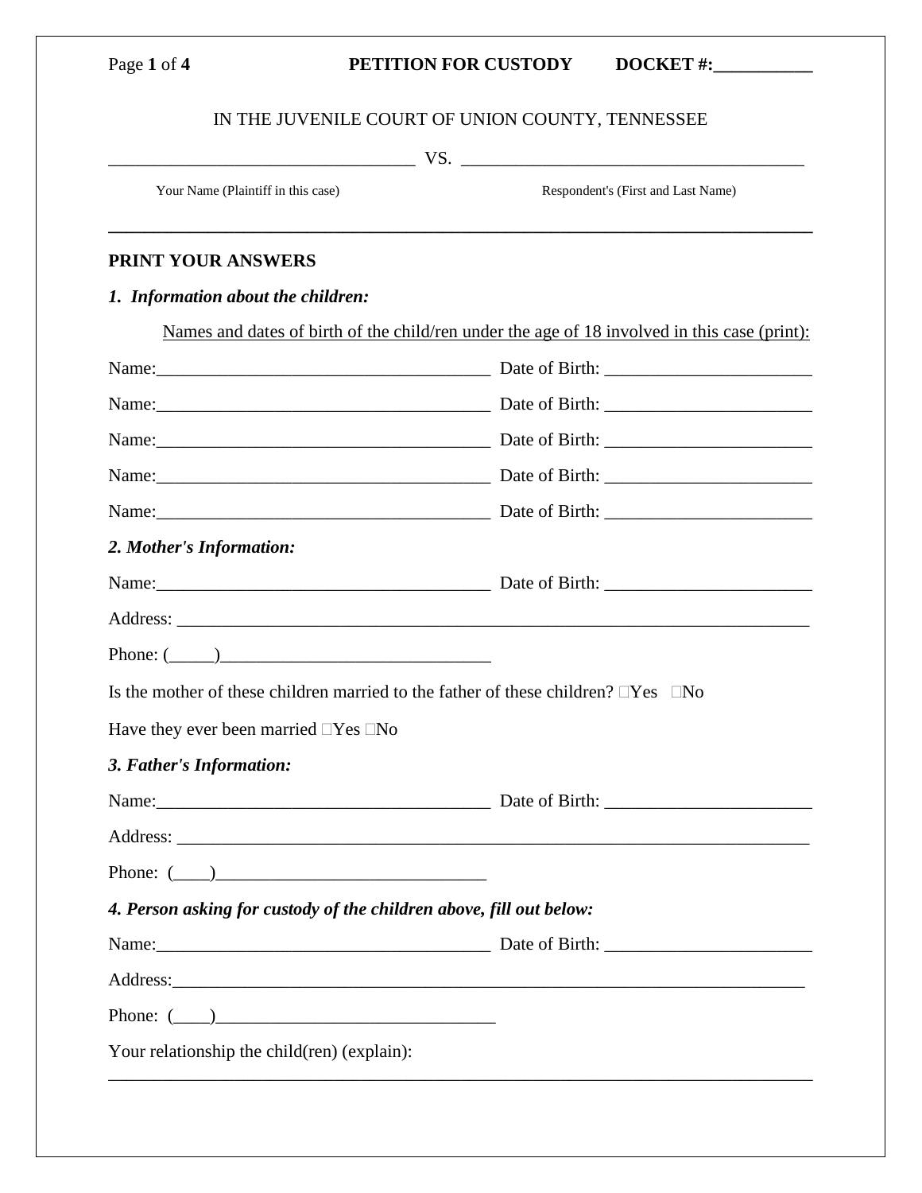**PETITION FOR CUSTODY** **DOCKET #:___________**

IN THE JUVENILE COURT OF UNION COUNTY, TENNESSEE

__________________________________ VS. ______________________________________

Your Name (Plaintiff in this case) Respondent's (First and Last Name)

---

**PRINT YOUR ANSWERS**

***1. Information about the children:***

Names and dates of birth of the child/ren under the age of 18 involved in this case (print):

Name:______________________________________ Date of Birth: _______________________

Name:______________________________________ Date of Birth: _______________________

Name:______________________________________ Date of Birth: _______________________

Name:______________________________________ Date of Birth: _______________________

Name:______________________________________ Date of Birth: _______________________

***2. Mother's Information:***

Name:______________________________________ Date of Birth: _______________________

Address: _______________________________________________________________________

Phone: (_____)______________________________

Is the mother of these children married to the father of these children? ☐Yes ☐No

Have they ever been married ☐Yes ☐No

***3. Father's Information:***

Name:______________________________________ Date of Birth: _______________________

Address: _______________________________________________________________________

Phone: (____)______________________________

***4. Person asking for custody of the children above, fill out below:***

Name:______________________________________ Date of Birth: _______________________

Address:_______________________________________________________________________

Phone: (____)_______________________________

Your relationship the child(ren) (explain):

_______________________________________________________________________________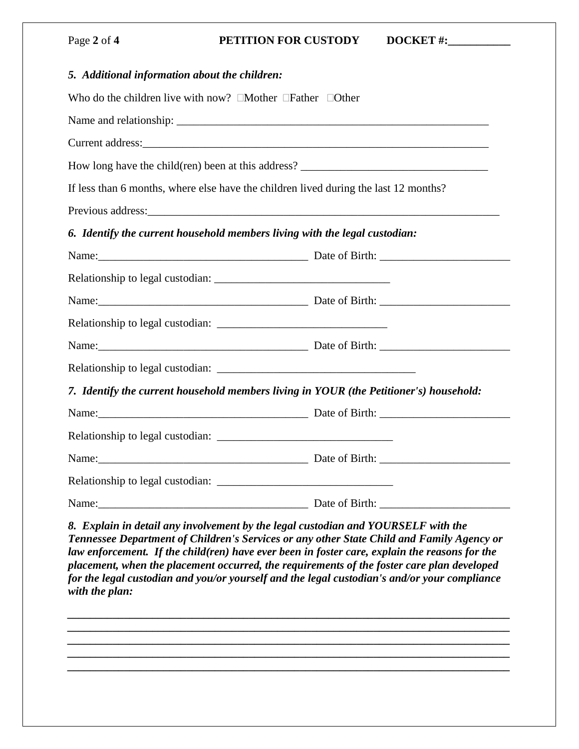*5. Additional information about the children:*

Who do the children live with now? ☐Mother ☐Father ☐Other

Name and relationship: ___________________________________________________________

Current address:_________________________________________________________________

How long have the child(ren) been at this address? __________________________________

If less than 6 months, where else have the children lived during the last 12 months?

Previous address:_________________________________________________________________

*6. Identify the current household members living with the legal custodian:*

Name:______________________________________ Date of Birth: _______________________

Relationship to legal custodian: _______________________________

Name:______________________________________ Date of Birth: _______________________

Relationship to legal custodian: ______________________________

Name:______________________________________ Date of Birth: _______________________

Relationship to legal custodian: ___________________________________

*7. Identify the current household members living in YOUR (the Petitioner's) household:*

Name:______________________________________ Date of Birth: _______________________

Relationship to legal custodian: _______________________________

Name:______________________________________ Date of Birth: _______________________

Relationship to legal custodian: _______________________________

Name:______________________________________ Date of Birth: _______________________

***8. Explain in detail any involvement by the legal custodian and YOURSELF with the Tennessee Department of Children's Services or any other State Child and Family Agency or law enforcement. If the child(ren) have ever been in foster care, explain the reasons for the placement, when the placement occurred, the requirements of the foster care plan developed for the legal custodian and you/or yourself and the legal custodian's and/or your compliance with the plan:***

_______________________________________________________________________________
_______________________________________________________________________________
_______________________________________________________________________________
_______________________________________________________________________________
_______________________________________________________________________________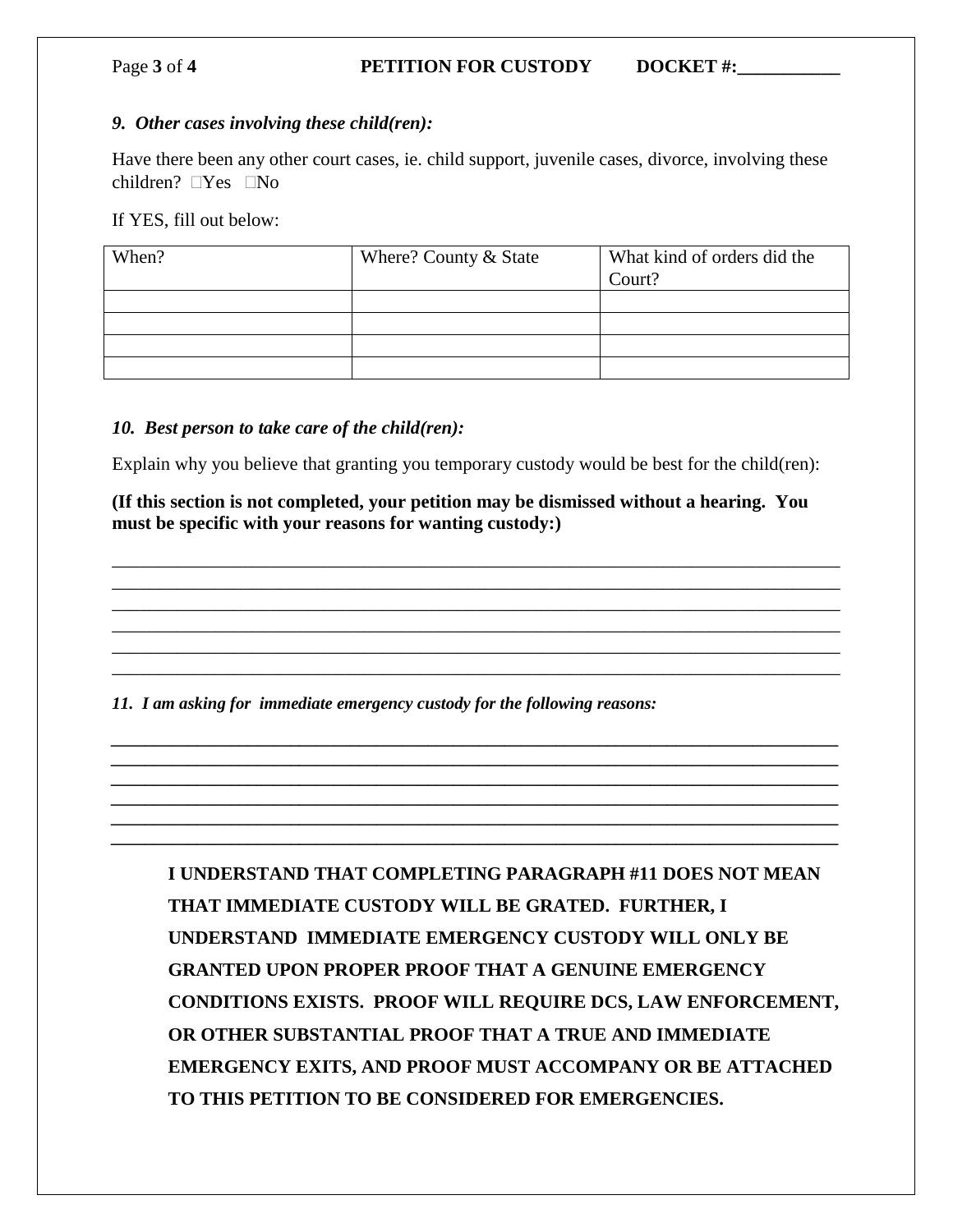*9. Other cases involving these child(ren):*

Have there been any other court cases, ie. child support, juvenile cases, divorce, involving these children? ☐Yes ☐No

If YES, fill out below:

| When? | Where? County & State | What kind of orders did the Court? |
|---|---|---|
| | | |
| | | |
| | | |
| | | |

*10. Best person to take care of the child(ren):*

Explain why you believe that granting you temporary custody would be best for the child(ren):

**(If this section is not completed, your petition may be dismissed without a hearing. You must be specific with your reasons for wanting custody:)**

______________________________________________________________________________
______________________________________________________________________________
______________________________________________________________________________
______________________________________________________________________________
______________________________________________________________________________
______________________________________________________________________________

*11. I am asking for immediate emergency custody for the following reasons:*

______________________________________________________________________________
______________________________________________________________________________
______________________________________________________________________________
______________________________________________________________________________
______________________________________________________________________________
______________________________________________________________________________

**I UNDERSTAND THAT COMPLETING PARAGRAPH #11 DOES NOT MEAN THAT IMMEDIATE CUSTODY WILL BE GRATED. FURTHER, I UNDERSTAND IMMEDIATE EMERGENCY CUSTODY WILL ONLY BE GRANTED UPON PROPER PROOF THAT A GENUINE EMERGENCY CONDITIONS EXISTS. PROOF WILL REQUIRE DCS, LAW ENFORCEMENT, OR OTHER SUBSTANTIAL PROOF THAT A TRUE AND IMMEDIATE EMERGENCY EXITS, AND PROOF MUST ACCOMPANY OR BE ATTACHED TO THIS PETITION TO BE CONSIDERED FOR EMERGENCIES.**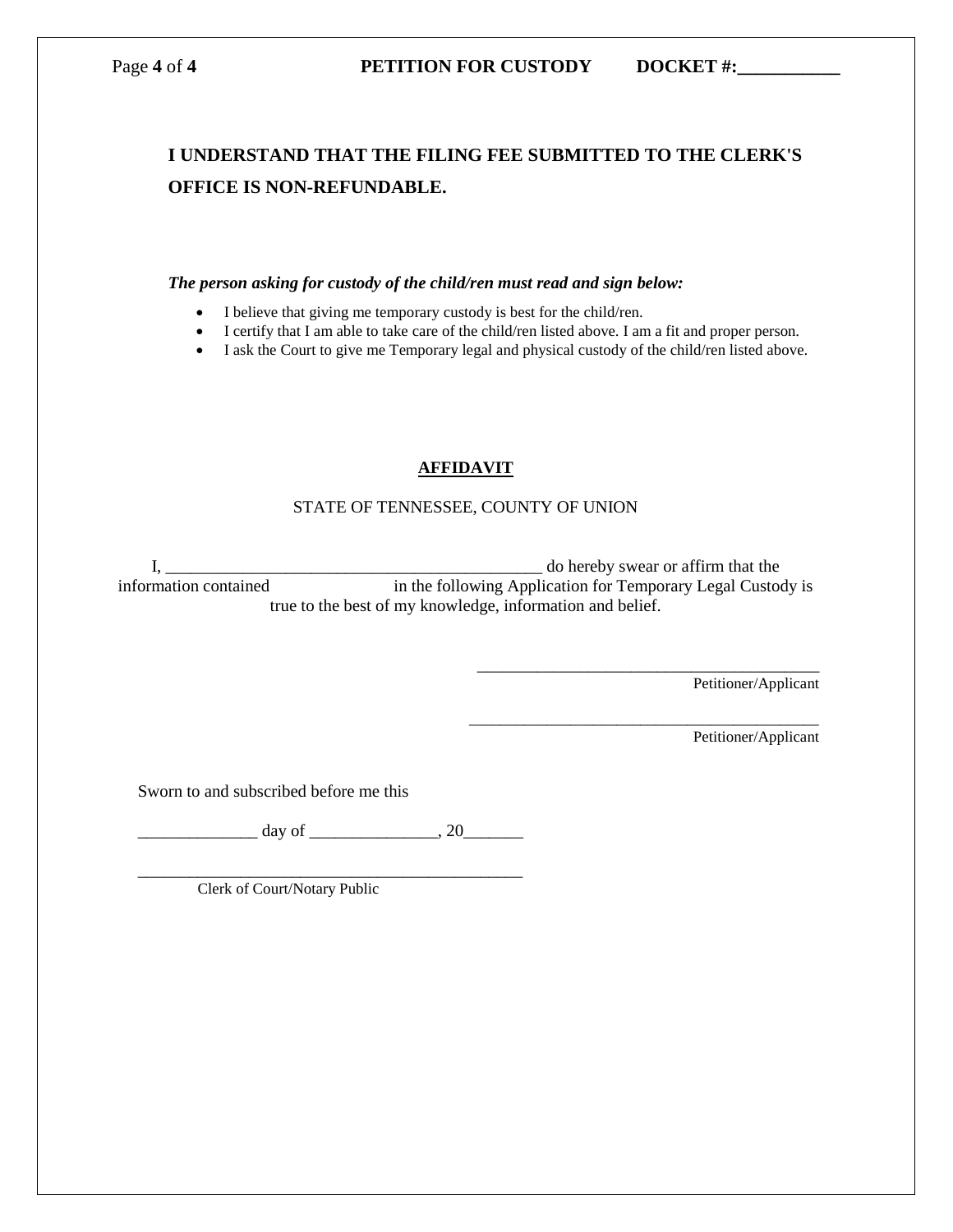**I UNDERSTAND THAT THE FILING FEE SUBMITTED TO THE CLERK'S OFFICE IS NON-REFUNDABLE.**

***The person asking for custody of the child/ren must read and sign below:***

- I believe that giving me temporary custody is best for the child/ren.
- I certify that I am able to take care of the child/ren listed above. I am a fit and proper person.
- I ask the Court to give me Temporary legal and physical custody of the child/ren listed above.

## AFFIDAVIT

STATE OF TENNESSEE, COUNTY OF UNION

I, ____________________________________________ do hereby swear or affirm that the information contained in the following Application for Temporary Legal Custody is true to the best of my knowledge, information and belief.

__________________________________________
Petitioner/Applicant

__________________________________________
Petitioner/Applicant

Sworn to and subscribed before me this

______________ day of _______________, 20_______

_______________________________________________
Clerk of Court/Notary Public